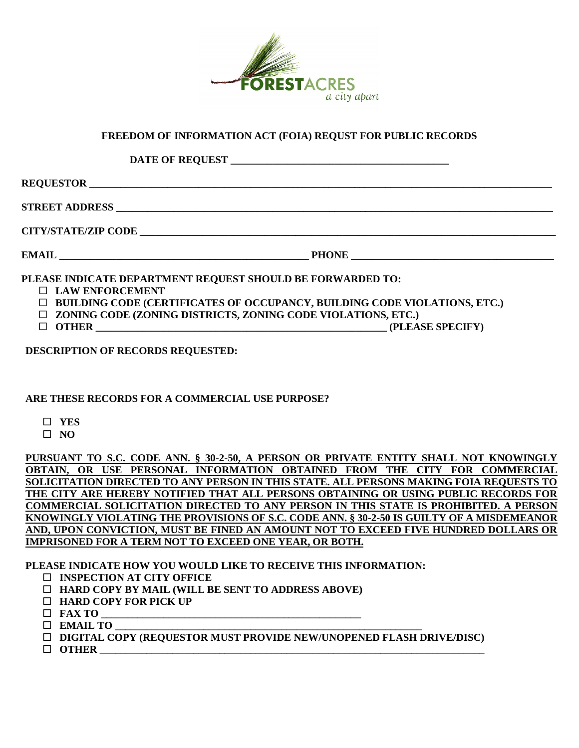FORESTACRES
*a city apart*

## FREEDOM OF INFORMATION ACT (FOIA) REQUST FOR PUBLIC RECORDS

**DATE OF REQUEST** ________________________________________

**REQUESTOR** ________________________________________________________________

**STREET ADDRESS** ____________________________________________________________

**CITY/STATE/ZIP CODE** ________________________________________________________

**EMAIL** ______________________________________________ **PHONE** _____________________________________

**PLEASE INDICATE DEPARTMENT REQUEST SHOULD BE FORWARDED TO:**

- ☐ **LAW ENFORCEMENT**
- ☐ **BUILDING CODE (CERTIFICATES OF OCCUPANCY, BUILDING CODE VIOLATIONS, ETC.)**
- ☐ **ZONING CODE (ZONING DISTRICTS, ZONING CODE VIOLATIONS, ETC.)**
- ☐ **OTHER** ________________________________________________________ **(PLEASE SPECIFY)**

**DESCRIPTION OF RECORDS REQUESTED:**

**ARE THESE RECORDS FOR A COMMERCIAL USE PURPOSE?**

- ☐ **YES**
- ☐ **NO**

**PURSUANT TO S.C. CODE ANN. § 30-2-50, A PERSON OR PRIVATE ENTITY SHALL NOT KNOWINGLY OBTAIN, OR USE PERSONAL INFORMATION OBTAINED FROM THE CITY FOR COMMERCIAL SOLICITATION DIRECTED TO ANY PERSON IN THIS STATE. ALL PERSONS MAKING FOIA REQUESTS TO THE CITY ARE HEREBY NOTIFIED THAT ALL PERSONS OBTAINING OR USING PUBLIC RECORDS FOR COMMERCIAL SOLICITATION DIRECTED TO ANY PERSON IN THIS STATE IS PROHIBITED. A PERSON KNOWINGLY VIOLATING THE PROVISIONS OF S.C. CODE ANN. § 30-2-50 IS GUILTY OF A MISDEMEANOR AND, UPON CONVICTION, MUST BE FINED AN AMOUNT NOT TO EXCEED FIVE HUNDRED DOLLARS OR IMPRISONED FOR A TERM NOT TO EXCEED ONE YEAR, OR BOTH.**

**PLEASE INDICATE HOW YOU WOULD LIKE TO RECEIVE THIS INFORMATION:**

- ☐ **INSPECTION AT CITY OFFICE**
- ☐ **HARD COPY BY MAIL (WILL BE SENT TO ADDRESS ABOVE)**
- ☐ **HARD COPY FOR PICK UP**
- ☐ **FAX TO** ____________________________________________
- ☐ **EMAIL TO** ____________________________________________________
- ☐ **DIGITAL COPY (REQUESTOR MUST PROVIDE NEW/UNOPENED FLASH DRIVE/DISC)**
- ☐ **OTHER** ________________________________________________________________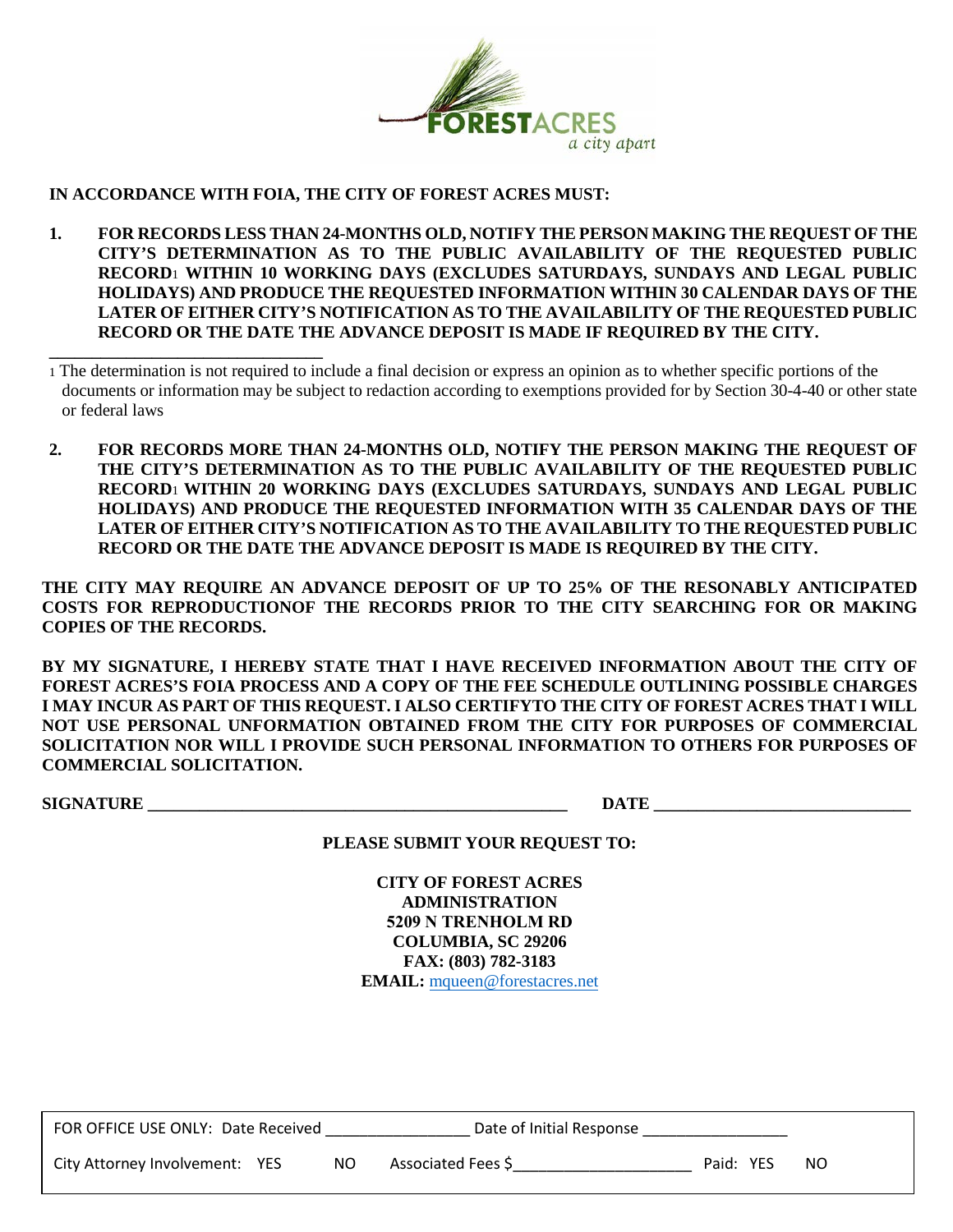FORESTACRES

*a city apart*

**IN ACCORDANCE WITH FOIA, THE CITY OF FOREST ACRES MUST:**

1. **FOR RECORDS LESS THAN 24-MONTHS OLD, NOTIFY THE PERSON MAKING THE REQUEST OF THE CITY'S DETERMINATION AS TO THE PUBLIC AVAILABILITY OF THE REQUESTED PUBLIC RECORD[1] WITHIN 10 WORKING DAYS (EXCLUDES SATURDAYS, SUNDAYS AND LEGAL PUBLIC HOLIDAYS) AND PRODUCE THE REQUESTED INFORMATION WITHIN 30 CALENDAR DAYS OF THE LATER OF EITHER CITY'S NOTIFICATION AS TO THE AVAILABILITY OF THE REQUESTED PUBLIC RECORD OR THE DATE THE ADVANCE DEPOSIT IS MADE IF REQUIRED BY THE CITY.**

[1] The determination is not required to include a final decision or express an opinion as to whether specific portions of the documents or information may be subject to redaction according to exemptions provided for by Section 30-4-40 or other state or federal laws

2. **FOR RECORDS MORE THAN 24-MONTHS OLD, NOTIFY THE PERSON MAKING THE REQUEST OF THE CITY'S DETERMINATION AS TO THE PUBLIC AVAILABILITY OF THE REQUESTED PUBLIC RECORD[1] WITHIN 20 WORKING DAYS (EXCLUDES SATURDAYS, SUNDAYS AND LEGAL PUBLIC HOLIDAYS) AND PRODUCE THE REQUESTED INFORMATION WITH 35 CALENDAR DAYS OF THE LATER OF EITHER CITY'S NOTIFICATION AS TO THE AVAILABILITY TO THE REQUESTED PUBLIC RECORD OR THE DATE THE ADVANCE DEPOSIT IS MADE IS REQUIRED BY THE CITY.**

**THE CITY MAY REQUIRE AN ADVANCE DEPOSIT OF UP TO 25% OF THE RESONABLY ANTICIPATED COSTS FOR REPRODUCTIONOF THE RECORDS PRIOR TO THE CITY SEARCHING FOR OR MAKING COPIES OF THE RECORDS.**

**BY MY SIGNATURE, I HEREBY STATE THAT I HAVE RECEIVED INFORMATION ABOUT THE CITY OF FOREST ACRES'S FOIA PROCESS AND A COPY OF THE FEE SCHEDULE OUTLINING POSSIBLE CHARGES I MAY INCUR AS PART OF THIS REQUEST. I ALSO CERTIFYTO THE CITY OF FOREST ACRES THAT I WILL NOT USE PERSONAL UNFORMATION OBTAINED FROM THE CITY FOR PURPOSES OF COMMERCIAL SOLICITATION NOR WILL I PROVIDE SUCH PERSONAL INFORMATION TO OTHERS FOR PURPOSES OF COMMERCIAL SOLICITATION.**

**SIGNATURE** ______________________________________________ **DATE** ____________________________

**PLEASE SUBMIT YOUR REQUEST TO:**

**CITY OF FOREST ACRES**
**ADMINISTRATION**
**5209 N TRENHOLM RD**
**COLUMBIA, SC 29206**
**FAX: (803) 782-3183**
**EMAIL:** mqueen@forestacres.net

| | | | |
|---|---|---|---|
| FOR OFFICE USE ONLY: Date Received ________________ | Date of Initial Response ________________ | | |
| City Attorney Involvement: YES NO | Associated Fees $____________________ | Paid: YES NO | |